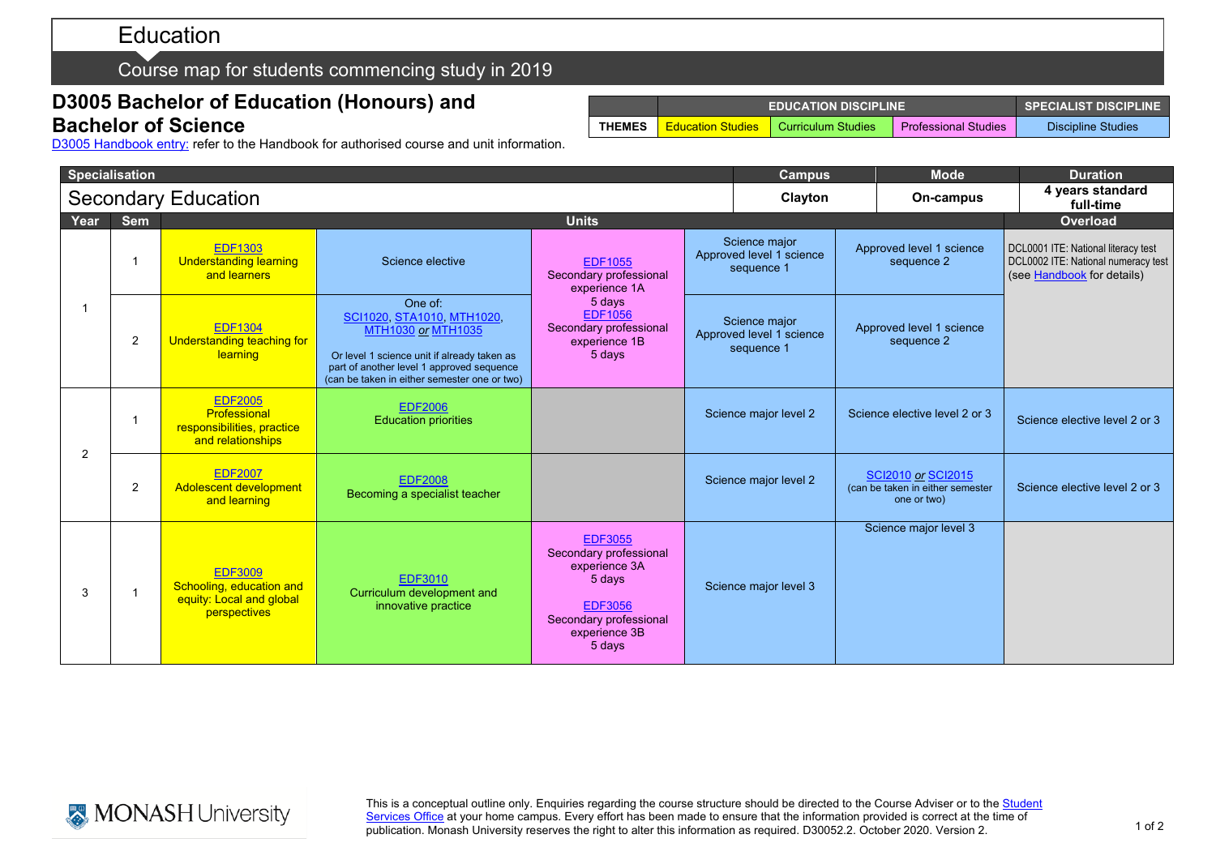# Education

## Course map for students commencing study in 2019

## D3005 Bachelor of Education (Honours) and Bachelor of Science

D3005 Handbook entry: refer to the Handbook for authorised course and unit information.

| | EDUCATION DISCIPLINE | | | SPECIALIST DISCIPLINE |
|---|---|---|---|---|
| THEMES | Education Studies | Curriculum Studies | Professional Studies | Discipline Studies |

| Specialisation | Campus | Mode | Duration |
|---|---|---|---|
| Secondary Education | Clayton | On-campus | 4 years standard full-time |

| Year | Sem | Units | | | | | Overload |
|---|---|---|---|---|---|---|---|
| 1 | 1 | EDF1303 Understanding learning and learners | Science elective | EDF1055 Secondary professional experience 1A 5 days EDF1056 Secondary professional experience 1B 5 days | Science major Approved level 1 science sequence 1 | Approved level 1 science sequence 2 | DCL0001 ITE: National literacy test DCL0002 ITE: National numeracy test (see Handbook for details) |
| 1 | 2 | EDF1304 Understanding teaching for learning | One of: SCI1020, STA1010, MTH1020, MTH1030 *or* MTH1035 Or level 1 science unit if already taken as part of another level 1 approved sequence (can be taken in either semester one or two) | | Science major Approved level 1 science sequence 1 | Approved level 1 science sequence 2 | |
| 2 | 1 | EDF2005 Professional responsibilities, practice and relationships | EDF2006 Education priorities | | Science major level 2 | Science elective level 2 or 3 | Science elective level 2 or 3 |
| 2 | 2 | EDF2007 Adolescent development and learning | EDF2008 Becoming a specialist teacher | | Science major level 2 | SCI2010 *or* SCI2015 (can be taken in either semester one or two) | Science elective level 2 or 3 |
| 3 | 1 | EDF3009 Schooling, education and equity: Local and global perspectives | EDF3010 Curriculum development and innovative practice | EDF3055 Secondary professional experience 3A 5 days EDF3056 Secondary professional experience 3B 5 days | Science major level 3 | Science major level 3 | |

This is a conceptual outline only. Enquiries regarding the course structure should be directed to the Course Adviser or to the Student Services Office at your home campus. Every effort has been made to ensure that the information provided is correct at the time of publication. Monash University reserves the right to alter this information as required. D30052.2. October 2020. Version 2.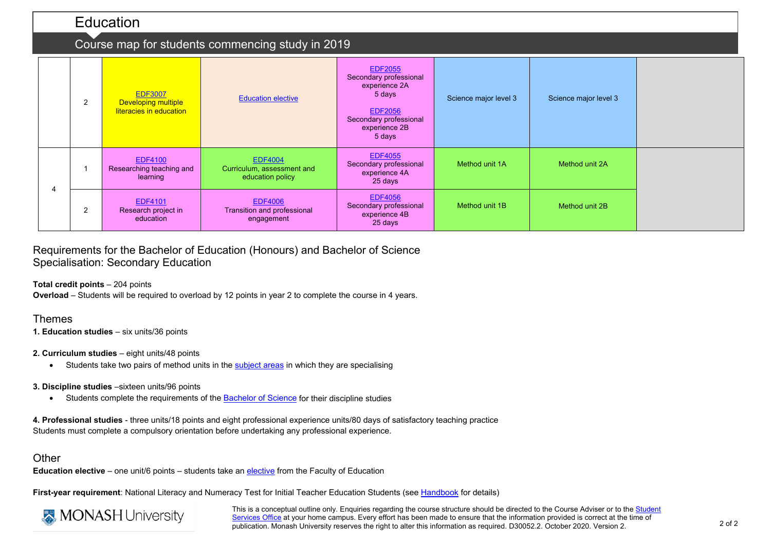# Education

## Course map for students commencing study in 2019

| | | | | | | | |
|---|---|---|---|---|---|---|---|
| | 2 | EDF3007 Developing multiple literacies in education | Education elective | EDF2055 Secondary professional experience 2A 5 days<br><br>EDF2056 Secondary professional experience 2B 5 days | Science major level 3 | Science major level 3 | |
| 4 | 1 | EDF4100 Researching teaching and learning | EDF4004 Curriculum, assessment and education policy | EDF4055 Secondary professional experience 4A 25 days | Method unit 1A | Method unit 2A | |
| | 2 | EDF4101 Research project in education | EDF4006 Transition and professional engagement | EDF4056 Secondary professional experience 4B 25 days | Method unit 1B | Method unit 2B | |

## Requirements for the Bachelor of Education (Honours) and Bachelor of Science
## Specialisation: Secondary Education

**Total credit points** – 204 points
**Overload** – Students will be required to overload by 12 points in year 2 to complete the course in 4 years.

## Themes

**1. Education studies** – six units/36 points

**2. Curriculum studies** – eight units/48 points

- Students take two pairs of method units in the subject areas in which they are specialising

**3. Discipline studies** –sixteen units/96 points

- Students complete the requirements of the Bachelor of Science for their discipline studies

**4. Professional studies** - three units/18 points and eight professional experience units/80 days of satisfactory teaching practice
Students must complete a compulsory orientation before undertaking any professional experience.

## Other

**Education elective** – one unit/6 points – students take an elective from the Faculty of Education

**First-year requirement**: National Literacy and Numeracy Test for Initial Teacher Education Students (see Handbook for details)

MONASH University

This is a conceptual outline only. Enquiries regarding the course structure should be directed to the Course Adviser or to the Student Services Office at your home campus. Every effort has been made to ensure that the information provided is correct at the time of publication. Monash University reserves the right to alter this information as required. D30052.2. October 2020. Version 2.